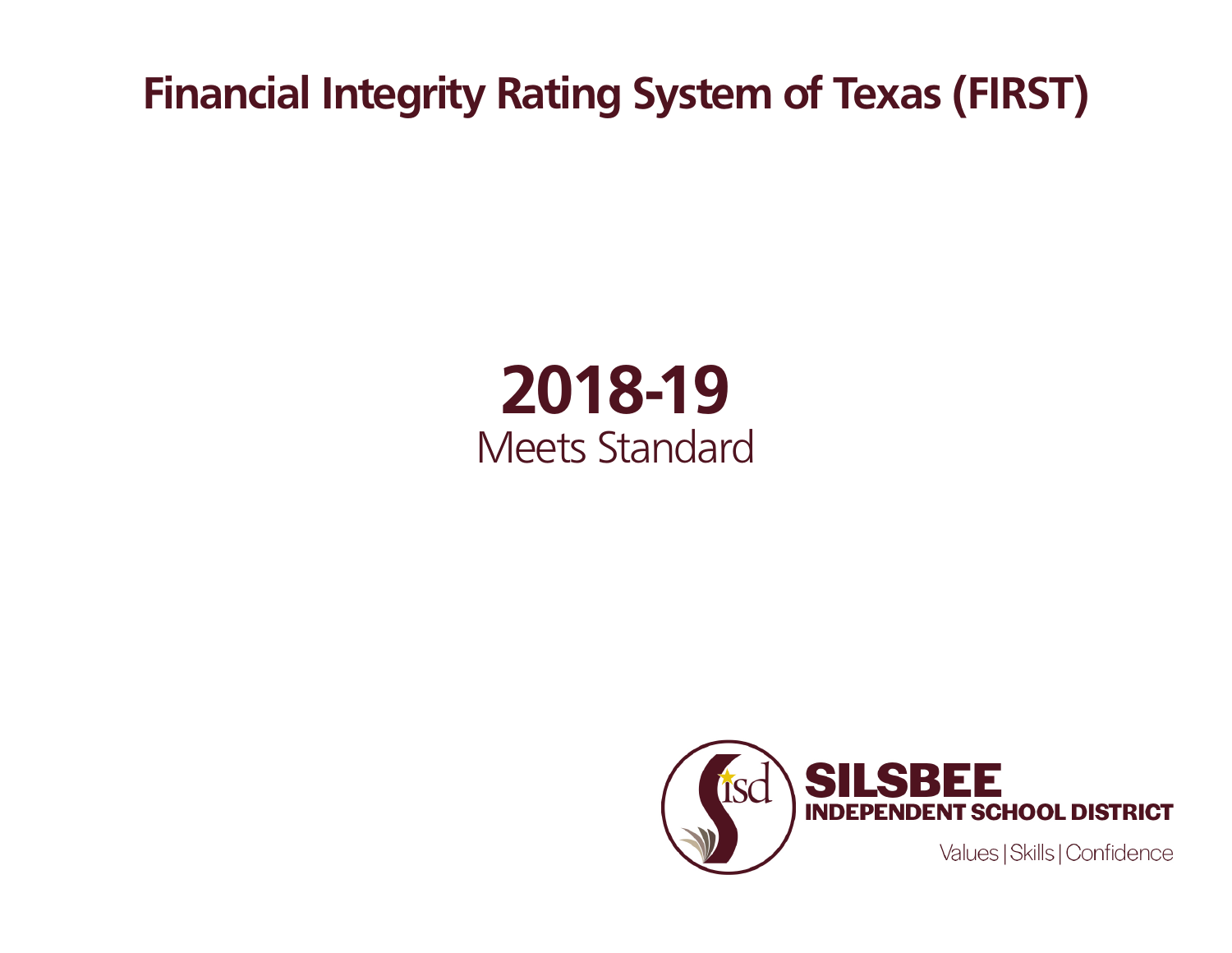# Financial Integrity Rating System of Texas (FIRST)

## 2018-19

Meets Standard

SILSBEE
INDEPENDENT SCHOOL DISTRICT

Values | Skills | Confidence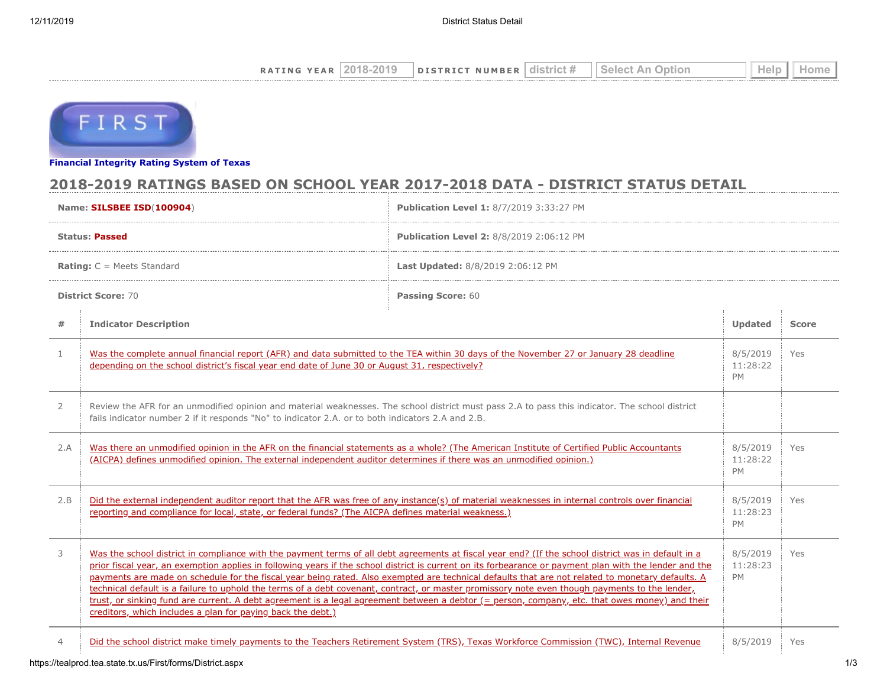RATING YEAR 2018-2019 DISTRICT NUMBER district # Select An Option Help Home

FIRST

**Financial Integrity Rating System of Texas**

## 2018-2019 RATINGS BASED ON SCHOOL YEAR 2017-2018 DATA - DISTRICT STATUS DETAIL

| | |
|---|---|
| **Name:** **SILSBEE ISD**(**100904**) | **Publication Level 1:** 8/7/2019 3:33:27 PM |
| **Status:** **Passed** | **Publication Level 2:** 8/8/2019 2:06:12 PM |
| **Rating:** C = Meets Standard | **Last Updated:** 8/8/2019 2:06:12 PM |
| **District Score:** 70 | **Passing Score:** 60 |

| # | Indicator Description | Updated | Score |
|---|---|---|---|
| 1 | Was the complete annual financial report (AFR) and data submitted to the TEA within 30 days of the November 27 or January 28 deadline depending on the school district's fiscal year end date of June 30 or August 31, respectively? | 8/5/2019 11:28:22 PM | Yes |
| 2 | Review the AFR for an unmodified opinion and material weaknesses. The school district must pass 2.A to pass this indicator. The school district fails indicator number 2 if it responds "No" to indicator 2.A. or to both indicators 2.A and 2.B. | | |
| 2.A | Was there an unmodified opinion in the AFR on the financial statements as a whole? (The American Institute of Certified Public Accountants (AICPA) defines unmodified opinion. The external independent auditor determines if there was an unmodified opinion.) | 8/5/2019 11:28:22 PM | Yes |
| 2.B | Did the external independent auditor report that the AFR was free of any instance(s) of material weaknesses in internal controls over financial reporting and compliance for local, state, or federal funds? (The AICPA defines material weakness.) | 8/5/2019 11:28:23 PM | Yes |
| 3 | Was the school district in compliance with the payment terms of all debt agreements at fiscal year end? (If the school district was in default in a prior fiscal year, an exemption applies in following years if the school district is current on its forbearance or payment plan with the lender and the payments are made on schedule for the fiscal year being rated. Also exempted are technical defaults that are not related to monetary defaults. A technical default is a failure to uphold the terms of a debt covenant, contract, or master promissory note even though payments to the lender, trust, or sinking fund are current. A debt agreement is a legal agreement between a debtor (= person, company, etc. that owes money) and their creditors, which includes a plan for paying back the debt.) | 8/5/2019 11:28:23 PM | Yes |
| 4 | Did the school district make timely payments to the Teachers Retirement System (TRS), Texas Workforce Commission (TWC), Internal Revenue | 8/5/2019 | Yes |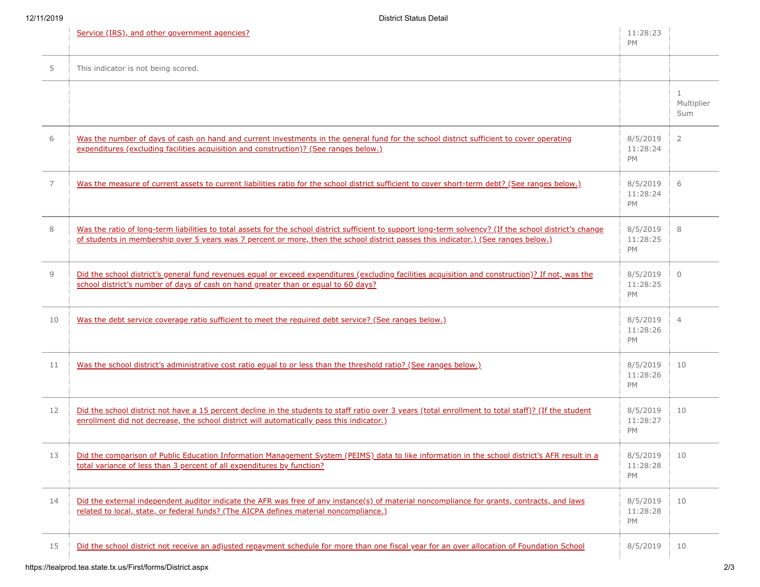| | | | |
|---|---|---|---|
| | Service (IRS), and other government agencies? | 11:28:23 PM | |
| 5 | This indicator is not being scored. | | |
| | | | 1 Multiplier Sum |
| 6 | Was the number of days of cash on hand and current investments in the general fund for the school district sufficient to cover operating expenditures (excluding facilities acquisition and construction)? (See ranges below.) | 8/5/2019 11:28:24 PM | 2 |
| 7 | Was the measure of current assets to current liabilities ratio for the school district sufficient to cover short-term debt? (See ranges below.) | 8/5/2019 11:28:24 PM | 6 |
| 8 | Was the ratio of long-term liabilities to total assets for the school district sufficient to support long-term solvency? (If the school district's change of students in membership over 5 years was 7 percent or more, then the school district passes this indicator.) (See ranges below.) | 8/5/2019 11:28:25 PM | 8 |
| 9 | Did the school district's general fund revenues equal or exceed expenditures (excluding facilities acquisition and construction)? If not, was the school district's number of days of cash on hand greater than or equal to 60 days? | 8/5/2019 11:28:25 PM | 0 |
| 10 | Was the debt service coverage ratio sufficient to meet the required debt service? (See ranges below.) | 8/5/2019 11:28:26 PM | 4 |
| 11 | Was the school district's administrative cost ratio equal to or less than the threshold ratio? (See ranges below.) | 8/5/2019 11:28:26 PM | 10 |
| 12 | Did the school district not have a 15 percent decline in the students to staff ratio over 3 years (total enrollment to total staff)? (If the student enrollment did not decrease, the school district will automatically pass this indicator.) | 8/5/2019 11:28:27 PM | 10 |
| 13 | Did the comparison of Public Education Information Management System (PEIMS) data to like information in the school district's AFR result in a total variance of less than 3 percent of all expenditures by function? | 8/5/2019 11:28:28 PM | 10 |
| 14 | Did the external independent auditor indicate the AFR was free of any instance(s) of material noncompliance for grants, contracts, and laws related to local, state, or federal funds? (The AICPA defines material noncompliance.) | 8/5/2019 11:28:28 PM | 10 |
| 15 | Did the school district not receive an adjusted repayment schedule for more than one fiscal year for an over allocation of Foundation School | 8/5/2019 | 10 |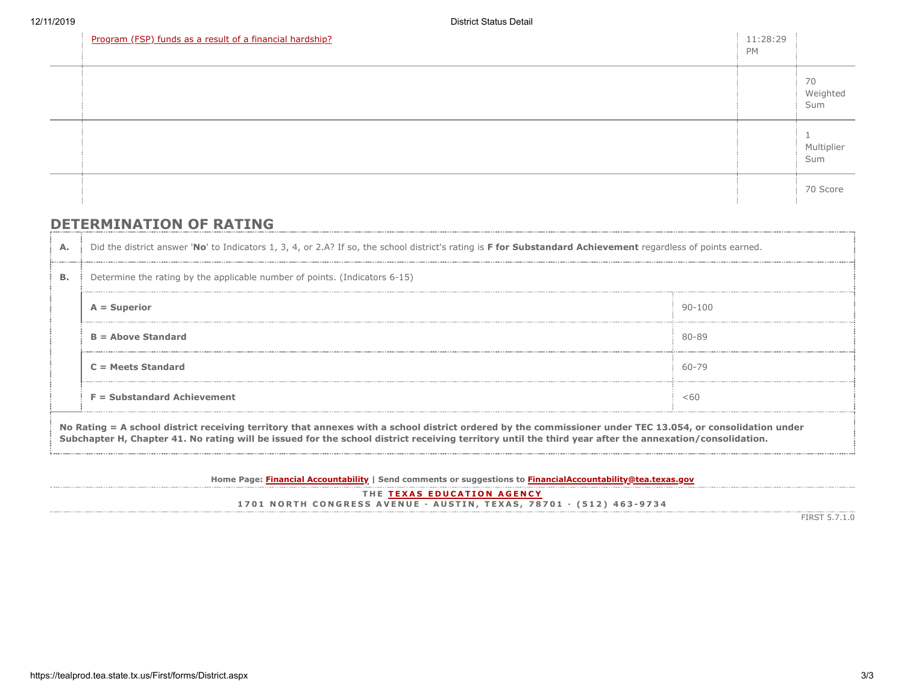| | | | |
|---|---|---|---|
| | Program (FSP) funds as a result of a financial hardship? | 11:28:29 PM | |
| | | | 70 Weighted Sum |
| | | | 1 Multiplier Sum |
| | | | 70 Score |

## DETERMINATION OF RATING

| | | |
|---|---|---|
| **A.** | Did the district answer '**No**' to Indicators 1, 3, 4, or 2.A? If so, the school district's rating is **F for Substandard Achievement** regardless of points earned. | |
| **B.** | Determine the rating by the applicable number of points. (Indicators 6-15) | |
| | **A = Superior** | 90-100 |
| | **B = Above Standard** | 80-89 |
| | **C = Meets Standard** | 60-79 |
| | **F = Substandard Achievement** | <60 |

**No Rating = A school district receiving territory that annexes with a school district ordered by the commissioner under TEC 13.054, or consolidation under Subchapter H, Chapter 41. No rating will be issued for the school district receiving territory until the third year after the annexation/consolidation.**

**Home Page: Financial Accountability | Send comments or suggestions to FinancialAccountability@tea.texas.gov**

**THE TEXAS EDUCATION AGENCY**
**1701 NORTH CONGRESS AVENUE · AUSTIN, TEXAS, 78701 · (512) 463-9734**

FIRST 5.7.1.0